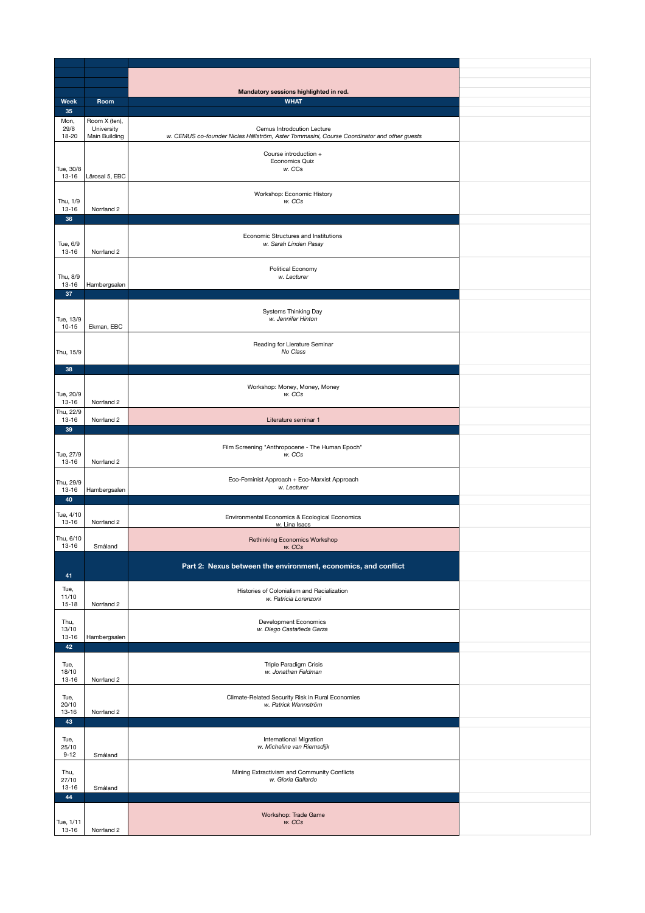Mandatory sessions highlighted in red.

| Week | Room | WHAT |
| --- | --- | --- |
| 35 | | |
| Mon, 29/8 18-20 | Room X (ten), University Main Building | Cemus Introdcution Lecture *w. CEMUS co-founder Niclas Hällström, Aster Tommasini, Course Coordinator and other guests* |
| Tue, 30/8 13-16 | Lärosal 5, EBC | Course introduction + Economics Quiz *w. CCs* |
| Thu, 1/9 13-16 | Norrland 2 | Workshop: Economic History *w. CCs* |
| 36 | | |
| Tue, 6/9 13-16 | Norrland 2 | Economic Structures and Institutions *w. Sarah Linden Pasay* |
| Thu, 8/9 13-16 | Hambergsalen | Political Economy *w. Lecturer* |
| 37 | | |
| Tue, 13/9 10-15 | Ekman, EBC | Systems Thinking Day *w. Jennifer Hinton* |
| Thu, 15/9 | | Reading for Lierature Seminar *No Class* |
| 38 | | |
| Tue, 20/9 13-16 | Norrland 2 | Workshop: Money, Money, Money *w. CCs* |
| Thu, 22/9 13-16 | Norrland 2 | Literature seminar 1 |
| 39 | | |
| Tue, 27/9 13-16 | Norrland 2 | Film Screening "Anthropocene - The Human Epoch" *w. CCs* |
| Thu, 29/9 13-16 | Hambergsalen | Eco-Feminist Approach + Eco-Marxist Approach *w. Lecturer* |
| 40 | | |
| Tue, 4/10 13-16 | Norrland 2 | Environmental Economics & Ecological Economics *w. Lina Isacs* |
| Thu, 6/10 13-16 | Småland | Rethinking Economics Workshop *w. CCs* |
| 41 | | **Part 2: Nexus between the environment, economics, and conflict** |
| Tue, 11/10 15-18 | Norrland 2 | Histories of Colonialism and Racialization *w. Patricia Lorenzoni* |
| Thu, 13/10 13-16 | Hambergsalen | Development Economics *w. Diego Castañeda Garza* |
| 42 | | |
| Tue, 18/10 13-16 | Norrland 2 | Triple Paradigm Crisis *w. Jonathan Feldman* |
| Tue, 20/10 13-16 | Norrland 2 | Climate-Related Security Risk in Rural Economies *w. Patrick Wennström* |
| 43 | | |
| Tue, 25/10 9-12 | Småland | International Migration *w. Micheline van Riemsdijk* |
| Thu, 27/10 13-16 | Småland | Mining Extractivism and Community Conflicts *w. Gloria Gallardo* |
| 44 | | |
| Tue, 1/11 13-16 | Norrland 2 | Workshop: Trade Game *w. CCs* |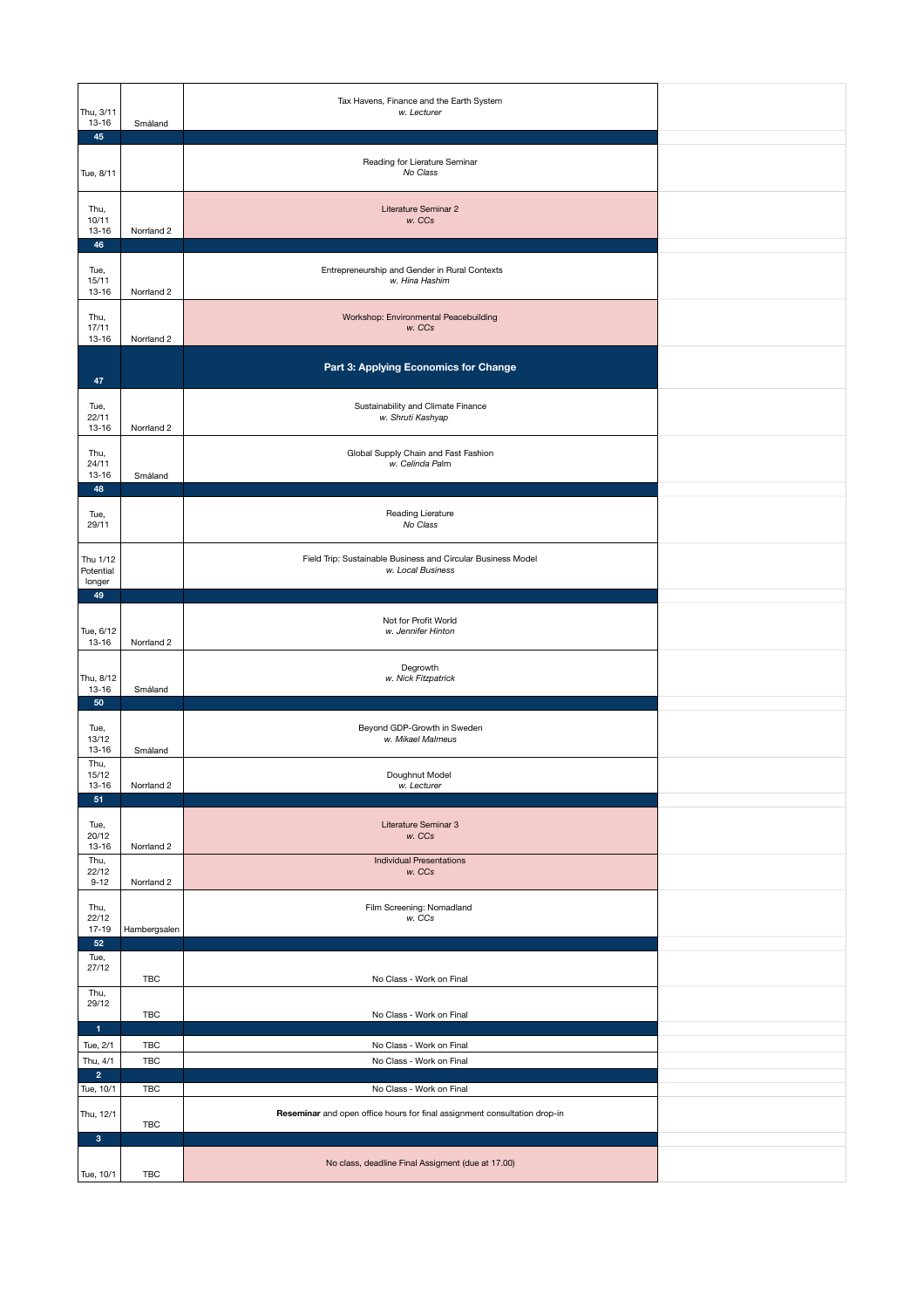| | | | |
|---|---|---|---|
| Thu, 3/11 13-16 | Småland | Tax Havens, Finance and the Earth System *w. Lecturer* | |
| **45** | | | |
| Tue, 8/11 | | Reading for Literature Seminar *No Class* | |
| Thu, 10/11 13-16 | Norrland 2 | Literature Seminar 2 *w. CCs* | |
| **46** | | | |
| Tue, 15/11 13-16 | Norrland 2 | Entrepreneurship and Gender in Rural Contexts *w. Hina Hashim* | |
| Thu, 17/11 13-16 | Norrland 2 | Workshop: Environmental Peacebuilding *w. CCs* | |
| **47** | | **Part 3: Applying Economics for Change** | |
| Tue, 22/11 13-16 | Norrland 2 | Sustainability and Climate Finance *w. Shruti Kashyap* | |
| Thu, 24/11 13-16 | Småland | Global Supply Chain and Fast Fashion *w. Celinda Palm* | |
| **48** | | | |
| Tue, 29/11 | | Reading Lierature *No Class* | |
| Thu 1/12 Potential longer | | Field Trip: Sustainable Business and Circular Business Model *w. Local Business* | |
| **49** | | | |
| Tue, 6/12 13-16 | Norrland 2 | Not for Profit World *w. Jennifer Hinton* | |
| Thu, 8/12 13-16 | Småland | Degrowth *w. Nick Fitzpatrick* | |
| **50** | | | |
| Tue, 13/12 13-16 | Småland | Beyond GDP-Growth in Sweden *w. Mikael Malmeus* | |
| Thu, 15/12 13-16 | Norrland 2 | Doughnut Model *w. Lecturer* | |
| **51** | | | |
| Tue, 20/12 13-16 | Norrland 2 | Literature Seminar 3 *w. CCs* | |
| Thu, 22/12 9-12 | Norrland 2 | Individual Presentations *w. CCs* | |
| Thu, 22/12 17-19 | Hambergsalen | Film Screening: Nomadland *w. CCs* | |
| **52** | | | |
| Tue, 27/12 | TBC | No Class - Work on Final | |
| Thu, 29/12 | TBC | No Class - Work on Final | |
| **1** | | | |
| Tue, 2/1 | TBC | No Class - Work on Final | |
| Thu, 4/1 | TBC | No Class - Work on Final | |
| **2** | | | |
| Tue, 10/1 | TBC | No Class - Work on Final | |
| Thu, 12/1 | TBC | **Reseminar** and open office hours for final assignment consultation drop-in | |
| **3** | | | |
| Tue, 10/1 | TBC | No class, deadline Final Assigment (due at 17.00) | |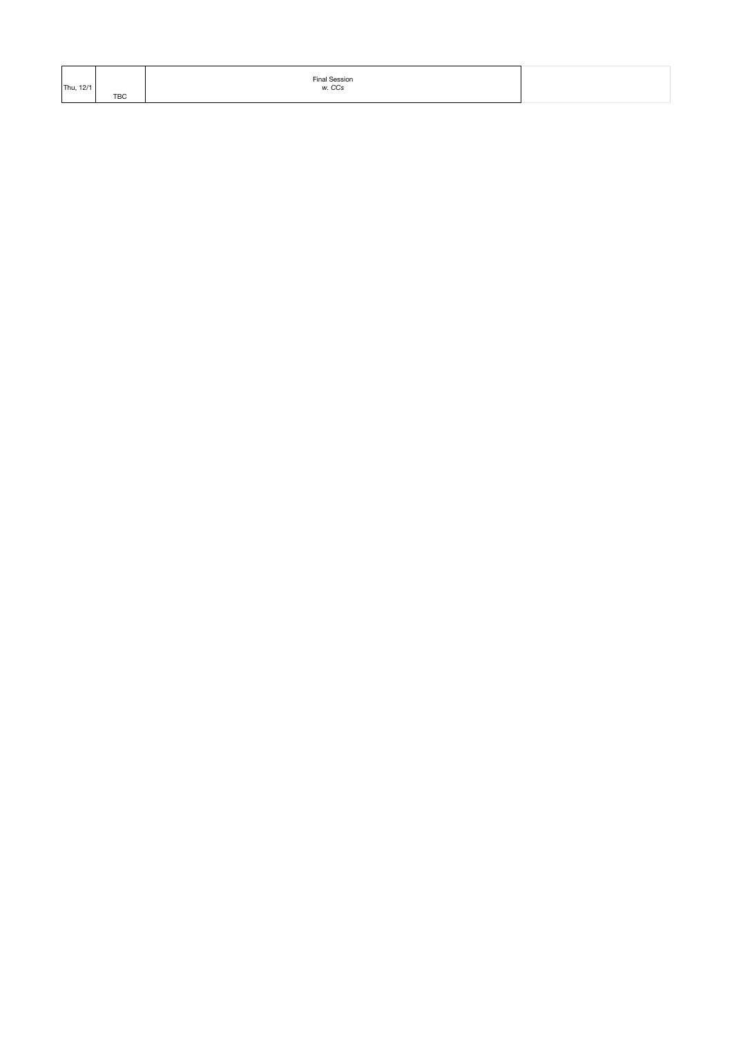| | | | |
|---|---|---|---|
| Thu, 12/1 | TBC | Final Session<br>*w. CCs* | |